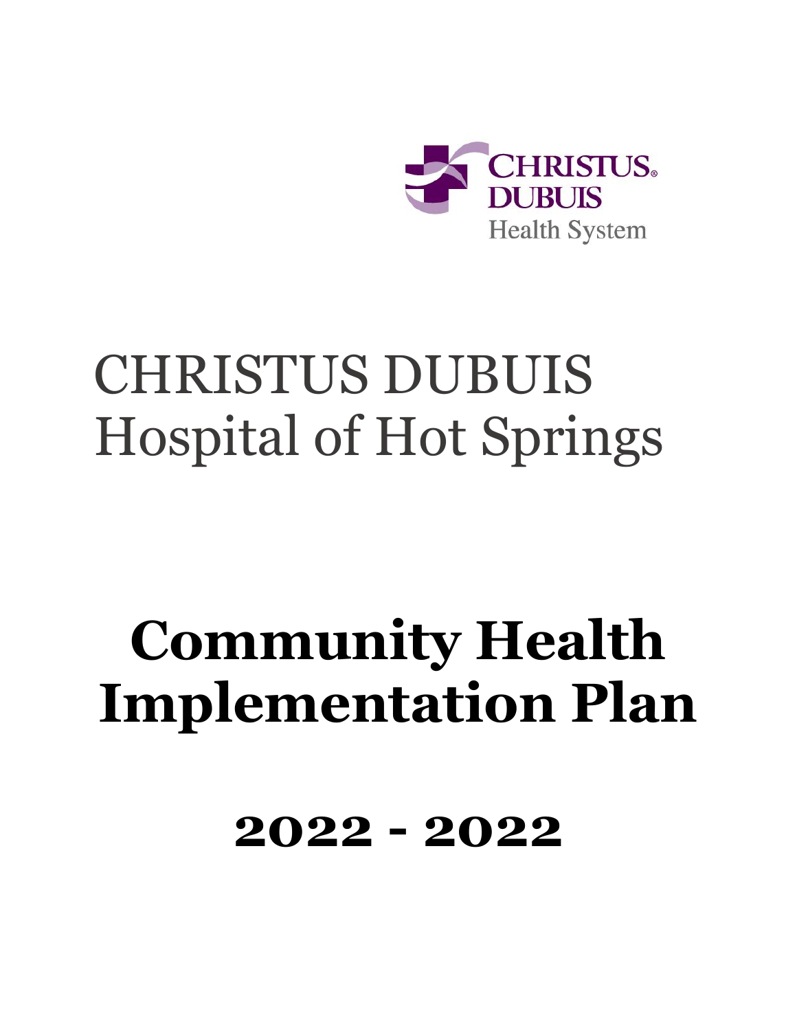CHRISTUS DUBUIS Health System

# CHRISTUS DUBUIS Hospital of Hot Springs

# Community Health Implementation Plan

## 2022 - 2022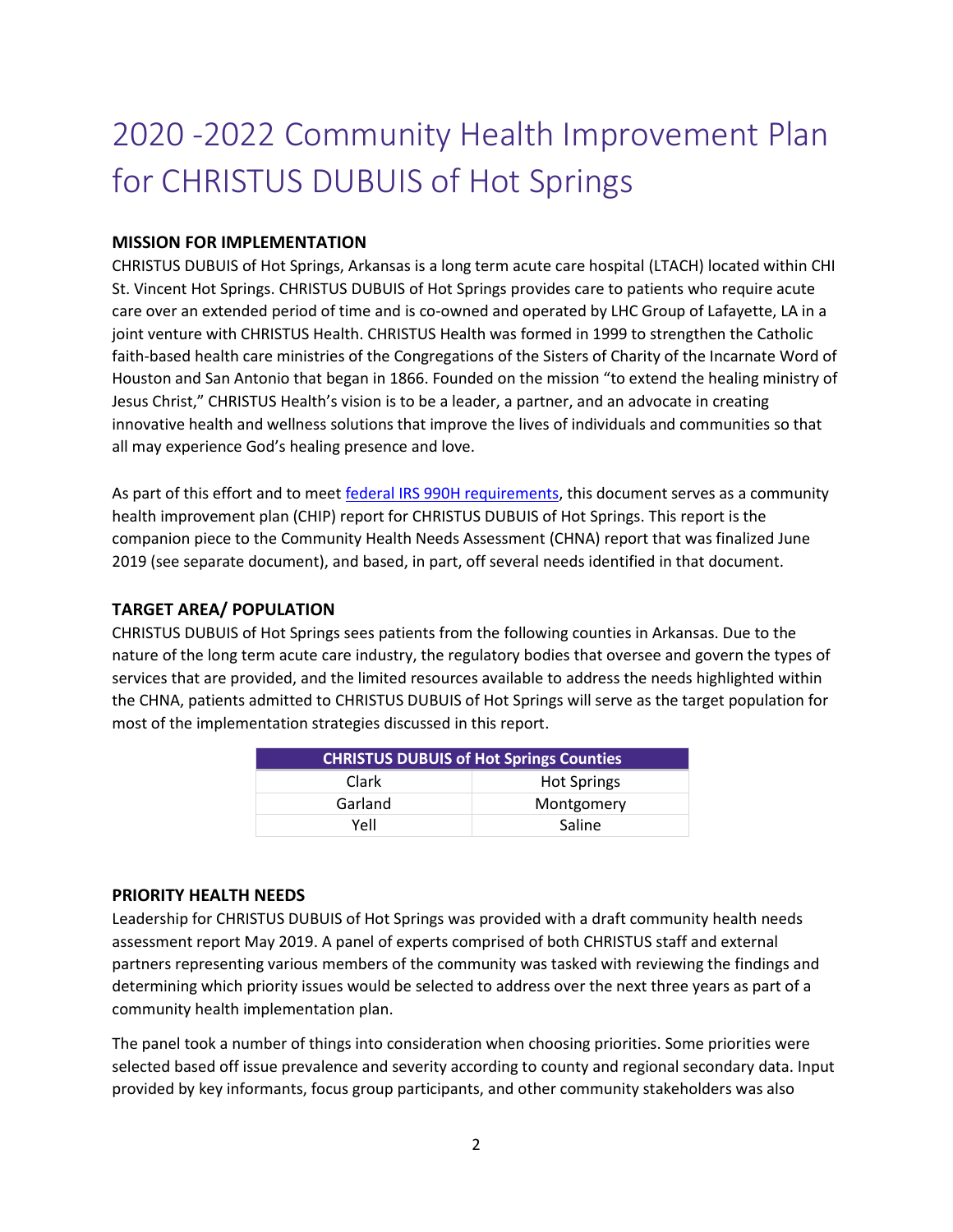# 2020 -2022 Community Health Improvement Plan for CHRISTUS DUBUIS of Hot Springs

## MISSION FOR IMPLEMENTATION

CHRISTUS DUBUIS of Hot Springs, Arkansas is a long term acute care hospital (LTACH) located within CHI St. Vincent Hot Springs. CHRISTUS DUBUIS of Hot Springs provides care to patients who require acute care over an extended period of time and is co-owned and operated by LHC Group of Lafayette, LA in a joint venture with CHRISTUS Health. CHRISTUS Health was formed in 1999 to strengthen the Catholic faith-based health care ministries of the Congregations of the Sisters of Charity of the Incarnate Word of Houston and San Antonio that began in 1866. Founded on the mission "to extend the healing ministry of Jesus Christ," CHRISTUS Health's vision is to be a leader, a partner, and an advocate in creating innovative health and wellness solutions that improve the lives of individuals and communities so that all may experience God's healing presence and love.

As part of this effort and to meet federal IRS 990H requirements, this document serves as a community health improvement plan (CHIP) report for CHRISTUS DUBUIS of Hot Springs. This report is the companion piece to the Community Health Needs Assessment (CHNA) report that was finalized June 2019 (see separate document), and based, in part, off several needs identified in that document.

## TARGET AREA/ POPULATION

CHRISTUS DUBUIS of Hot Springs sees patients from the following counties in Arkansas. Due to the nature of the long term acute care industry, the regulatory bodies that oversee and govern the types of services that are provided, and the limited resources available to address the needs highlighted within the CHNA, patients admitted to CHRISTUS DUBUIS of Hot Springs will serve as the target population for most of the implementation strategies discussed in this report.

| CHRISTUS DUBUIS of Hot Springs Counties | |
|---|---|
| Clark | Hot Springs |
| Garland | Montgomery |
| Yell | Saline |

## PRIORITY HEALTH NEEDS

Leadership for CHRISTUS DUBUIS of Hot Springs was provided with a draft community health needs assessment report May 2019. A panel of experts comprised of both CHRISTUS staff and external partners representing various members of the community was tasked with reviewing the findings and determining which priority issues would be selected to address over the next three years as part of a community health implementation plan.

The panel took a number of things into consideration when choosing priorities. Some priorities were selected based off issue prevalence and severity according to county and regional secondary data. Input provided by key informants, focus group participants, and other community stakeholders was also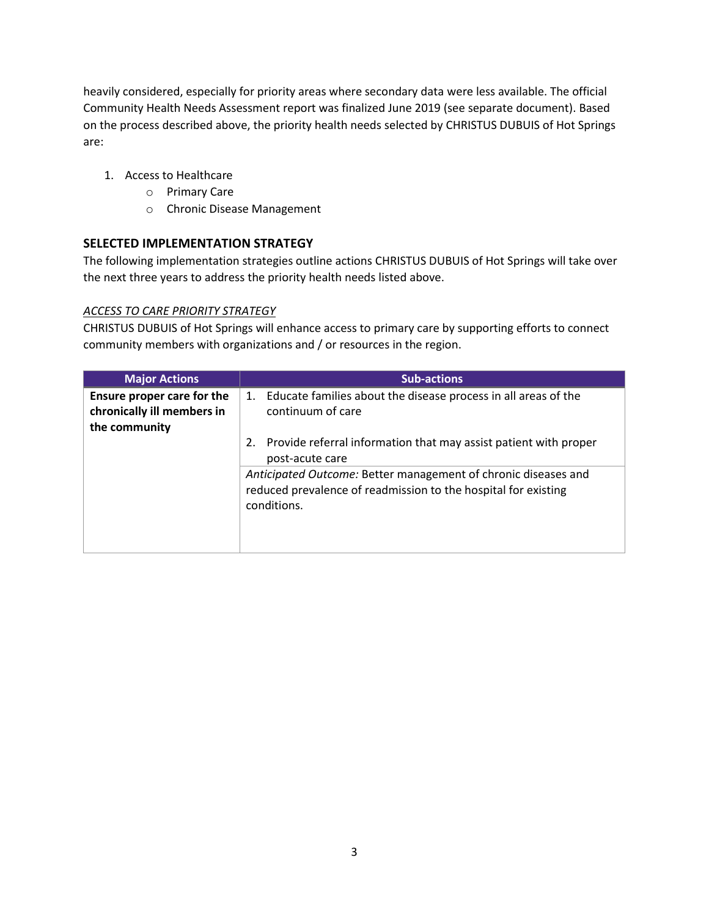heavily considered, especially for priority areas where secondary data were less available. The official Community Health Needs Assessment report was finalized June 2019 (see separate document). Based on the process described above, the priority health needs selected by CHRISTUS DUBUIS of Hot Springs are:

1. Access to Healthcare
   - Primary Care
   - Chronic Disease Management

## SELECTED IMPLEMENTATION STRATEGY

The following implementation strategies outline actions CHRISTUS DUBUIS of Hot Springs will take over the next three years to address the priority health needs listed above.

*ACCESS TO CARE PRIORITY STRATEGY*

CHRISTUS DUBUIS of Hot Springs will enhance access to primary care by supporting efforts to connect community members with organizations and / or resources in the region.

| Major Actions | Sub-actions |
|---|---|
| **Ensure proper care for the chronically ill members in the community** | 1. Educate families about the disease process in all areas of the continuum of care<br>2. Provide referral information that may assist patient with proper post-acute care |
| | *Anticipated Outcome:* Better management of chronic diseases and reduced prevalence of readmission to the hospital for existing conditions. |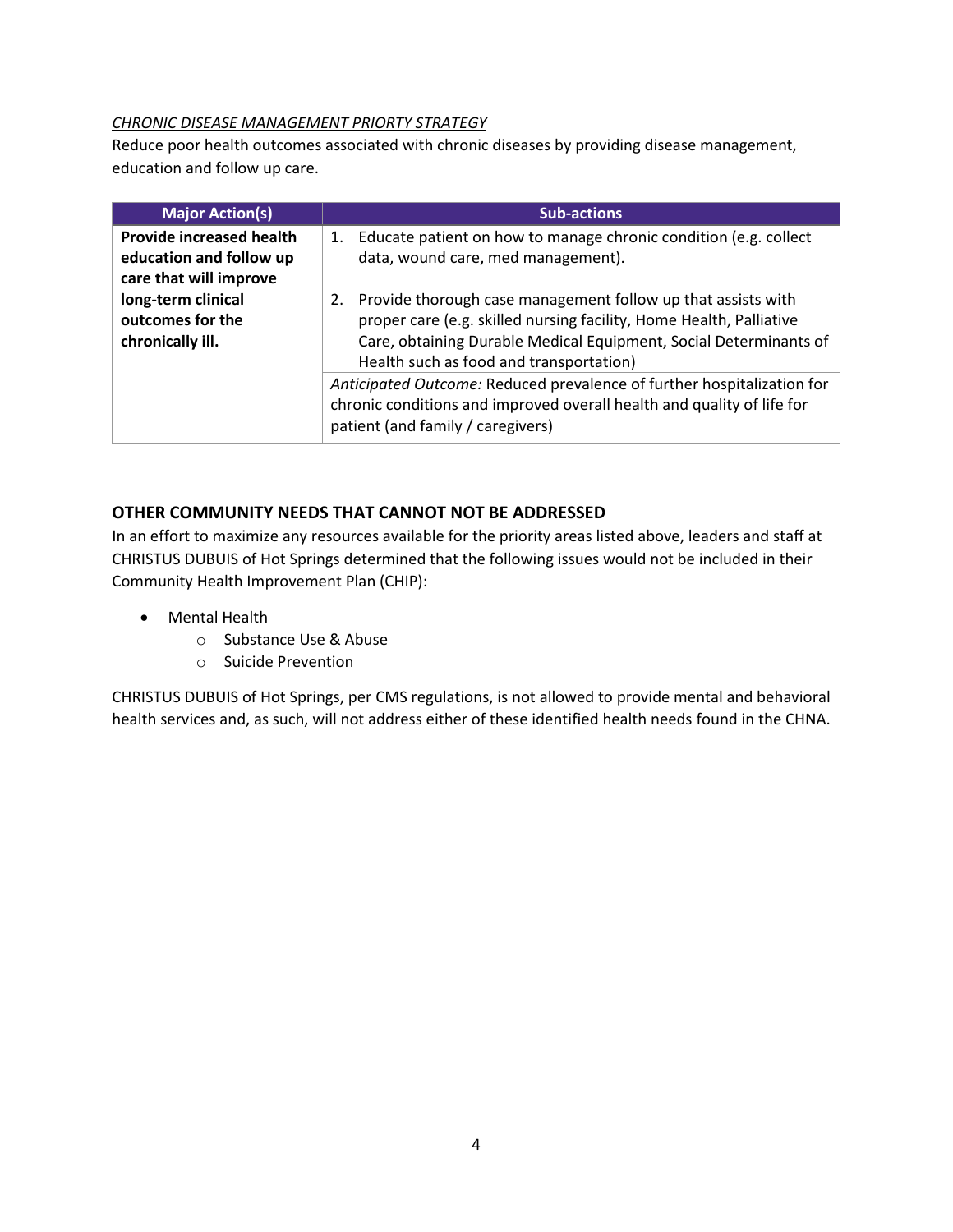*CHRONIC DISEASE MANAGEMENT PRIORTY STRATEGY*

Reduce poor health outcomes associated with chronic diseases by providing disease management, education and follow up care.

| Major Action(s) | Sub-actions |
|---|---|
| **Provide increased health education and follow up care that will improve long-term clinical outcomes for the chronically ill.** | 1. Educate patient on how to manage chronic condition (e.g. collect data, wound care, med management).<br><br>2. Provide thorough case management follow up that assists with proper care (e.g. skilled nursing facility, Home Health, Palliative Care, obtaining Durable Medical Equipment, Social Determinants of Health such as food and transportation) |
| | *Anticipated Outcome:* Reduced prevalence of further hospitalization for chronic conditions and improved overall health and quality of life for patient (and family / caregivers) |

## OTHER COMMUNITY NEEDS THAT CANNOT NOT BE ADDRESSED

In an effort to maximize any resources available for the priority areas listed above, leaders and staff at CHRISTUS DUBUIS of Hot Springs determined that the following issues would not be included in their Community Health Improvement Plan (CHIP):

- Mental Health
    - Substance Use & Abuse
    - Suicide Prevention

CHRISTUS DUBUIS of Hot Springs, per CMS regulations, is not allowed to provide mental and behavioral health services and, as such, will not address either of these identified health needs found in the CHNA.